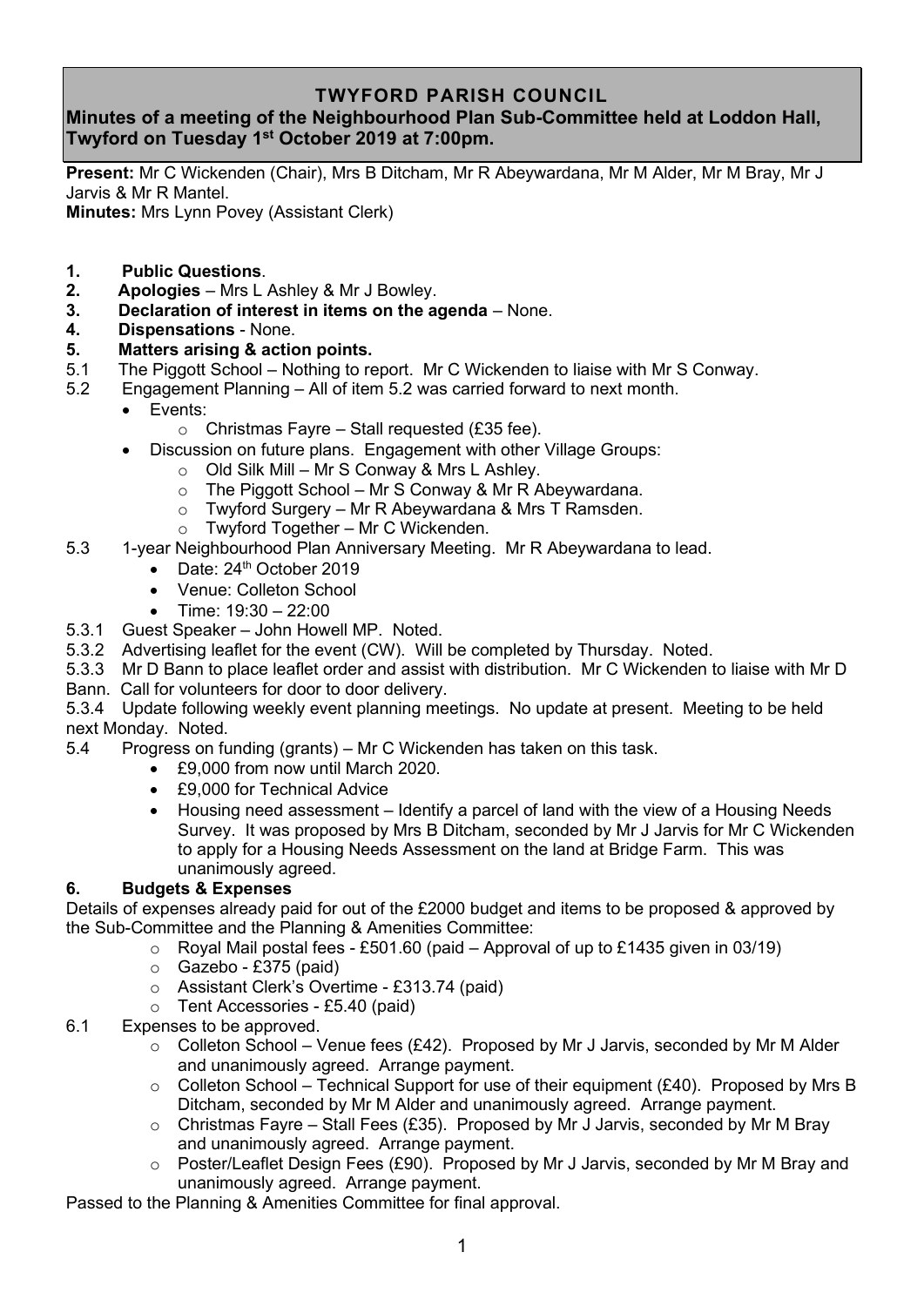# TWYFORD PARISH COUNCIL

## Minutes of a meeting of the Neighbourhood Plan Sub-Committee held at Loddon Hall, Twyford on Tuesday 1st October 2019 at 7:00pm.

**Present:** Mr C Wickenden (Chair), Mrs B Ditcham, Mr R Abeywardana, Mr M Alder, Mr M Bray, Mr J Jarvis & Mr R Mantel.

**Minutes:** Mrs Lynn Povey (Assistant Clerk)

1. **Public Questions**.
2. **Apologies** – Mrs L Ashley & Mr J Bowley.
3. **Declaration of interest in items on the agenda** – None.
4. **Dispensations** - None.
5. **Matters arising & action points.**

5.1 The Piggott School – Nothing to report. Mr C Wickenden to liaise with Mr S Conway.

5.2 Engagement Planning – All of item 5.2 was carried forward to next month.

- Events:
  - Christmas Fayre – Stall requested (£35 fee).
- Discussion on future plans. Engagement with other Village Groups:
  - Old Silk Mill – Mr S Conway & Mrs L Ashley.
  - The Piggott School – Mr S Conway & Mr R Abeywardana.
  - Twyford Surgery – Mr R Abeywardana & Mrs T Ramsden.
  - Twyford Together – Mr C Wickenden.

5.3 1-year Neighbourhood Plan Anniversary Meeting. Mr R Abeywardana to lead.

- Date: 24th October 2019
- Venue: Colleton School
- Time: 19:30 – 22:00

5.3.1 Guest Speaker – John Howell MP. Noted.

5.3.2 Advertising leaflet for the event (CW). Will be completed by Thursday. Noted.

5.3.3 Mr D Bann to place leaflet order and assist with distribution. Mr C Wickenden to liaise with Mr D Bann. Call for volunteers for door to door delivery.

5.3.4 Update following weekly event planning meetings. No update at present. Meeting to be held next Monday. Noted.

5.4 Progress on funding (grants) – Mr C Wickenden has taken on this task.

- £9,000 from now until March 2020.
- £9,000 for Technical Advice
- Housing need assessment – Identify a parcel of land with the view of a Housing Needs Survey. It was proposed by Mrs B Ditcham, seconded by Mr J Jarvis for Mr C Wickenden to apply for a Housing Needs Assessment on the land at Bridge Farm. This was unanimously agreed.

## 6. Budgets & Expenses

Details of expenses already paid for out of the £2000 budget and items to be proposed & approved by the Sub-Committee and the Planning & Amenities Committee:

- Royal Mail postal fees - £501.60 (paid – Approval of up to £1435 given in 03/19)
- Gazebo - £375 (paid)
- Assistant Clerk's Overtime - £313.74 (paid)
- Tent Accessories - £5.40 (paid)

6.1 Expenses to be approved.

- Colleton School – Venue fees (£42). Proposed by Mr J Jarvis, seconded by Mr M Alder and unanimously agreed. Arrange payment.
- Colleton School – Technical Support for use of their equipment (£40). Proposed by Mrs B Ditcham, seconded by Mr M Alder and unanimously agreed. Arrange payment.
- Christmas Fayre – Stall Fees (£35). Proposed by Mr J Jarvis, seconded by Mr M Bray and unanimously agreed. Arrange payment.
- Poster/Leaflet Design Fees (£90). Proposed by Mr J Jarvis, seconded by Mr M Bray and unanimously agreed. Arrange payment.

Passed to the Planning & Amenities Committee for final approval.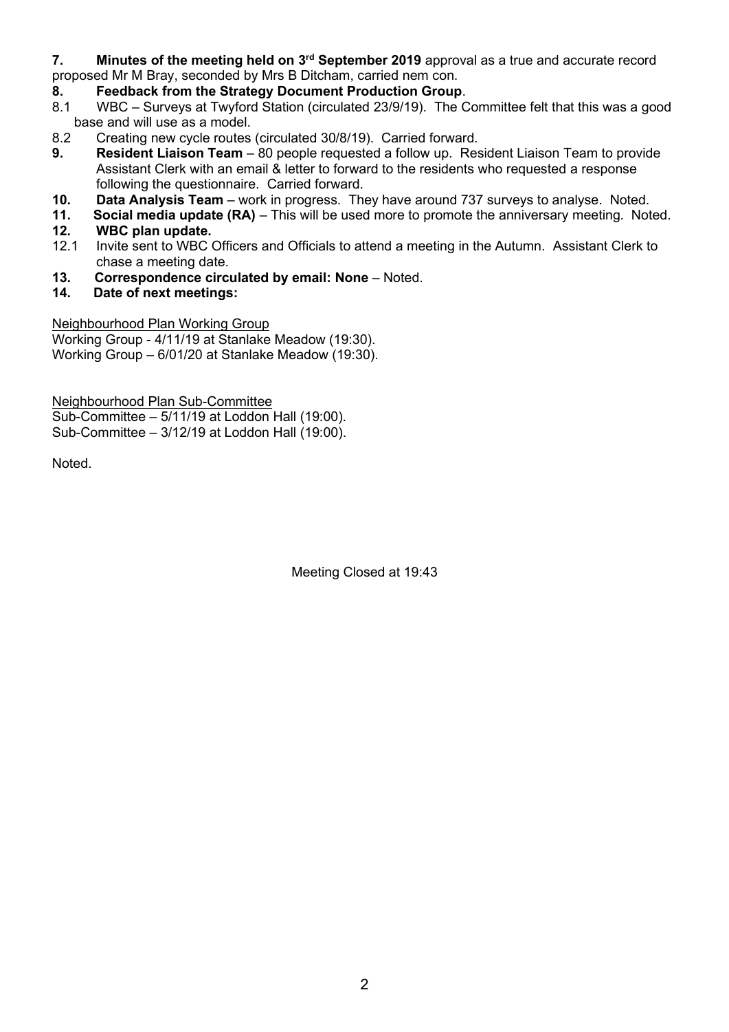**7. Minutes of the meeting held on 3rd September 2019** approval as a true and accurate record proposed Mr M Bray, seconded by Mrs B Ditcham, carried nem con.

**8. Feedback from the Strategy Document Production Group**.

8.1 WBC – Surveys at Twyford Station (circulated 23/9/19). The Committee felt that this was a good base and will use as a model.

8.2 Creating new cycle routes (circulated 30/8/19). Carried forward.

**9. Resident Liaison Team** – 80 people requested a follow up. Resident Liaison Team to provide Assistant Clerk with an email & letter to forward to the residents who requested a response following the questionnaire. Carried forward.

**10. Data Analysis Team** – work in progress. They have around 737 surveys to analyse. Noted.

**11. Social media update (RA)** – This will be used more to promote the anniversary meeting. Noted.

**12. WBC plan update.**

12.1 Invite sent to WBC Officers and Officials to attend a meeting in the Autumn. Assistant Clerk to chase a meeting date.

**13. Correspondence circulated by email: None** – Noted.

**14. Date of next meetings:**

Neighbourhood Plan Working Group

Working Group - 4/11/19 at Stanlake Meadow (19:30).

Working Group – 6/01/20 at Stanlake Meadow (19:30).

Neighbourhood Plan Sub-Committee

Sub-Committee – 5/11/19 at Loddon Hall (19:00).

Sub-Committee – 3/12/19 at Loddon Hall (19:00).

Noted.

Meeting Closed at 19:43